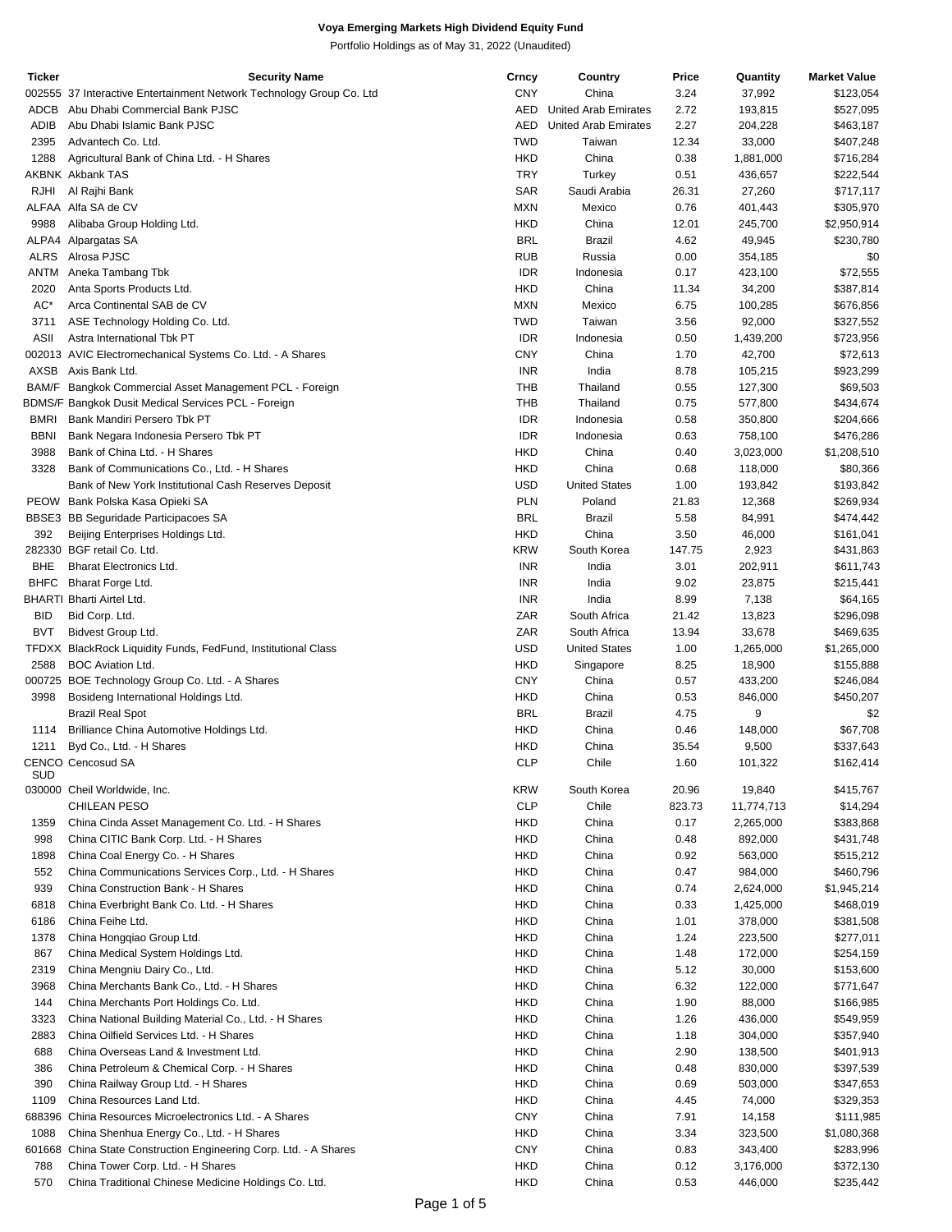# Voya Emerging Markets High Dividend Equity Fund

Portfolio Holdings as of May 31, 2022 (Unaudited)

| Ticker | Security Name | Crncy | Country | Price | Quantity | Market Value |
|---|---|---|---|---|---|---|
| 002555 | 37 Interactive Entertainment Network Technology Group Co. Ltd | CNY | China | 3.24 | 37,992 | $123,054 |
| ADCB | Abu Dhabi Commercial Bank PJSC | AED | United Arab Emirates | 2.72 | 193,815 | $527,095 |
| ADIB | Abu Dhabi Islamic Bank PJSC | AED | United Arab Emirates | 2.27 | 204,228 | $463,187 |
| 2395 | Advantech Co. Ltd. | TWD | Taiwan | 12.34 | 33,000 | $407,248 |
| 1288 | Agricultural Bank of China Ltd. - H Shares | HKD | China | 0.38 | 1,881,000 | $716,284 |
| AKBNK | Akbank TAS | TRY | Turkey | 0.51 | 436,657 | $222,544 |
| RJHI | Al Rajhi Bank | SAR | Saudi Arabia | 26.31 | 27,260 | $717,117 |
| ALFAA | Alfa SA de CV | MXN | Mexico | 0.76 | 401,443 | $305,970 |
| 9988 | Alibaba Group Holding Ltd. | HKD | China | 12.01 | 245,700 | $2,950,914 |
| ALPA4 | Alpargatas SA | BRL | Brazil | 4.62 | 49,945 | $230,780 |
| ALRS | Alrosa PJSC | RUB | Russia | 0.00 | 354,185 | $0 |
| ANTM | Aneka Tambang Tbk | IDR | Indonesia | 0.17 | 423,100 | $72,555 |
| 2020 | Anta Sports Products Ltd. | HKD | China | 11.34 | 34,200 | $387,814 |
| AC* | Arca Continental SAB de CV | MXN | Mexico | 6.75 | 100,285 | $676,856 |
| 3711 | ASE Technology Holding Co. Ltd. | TWD | Taiwan | 3.56 | 92,000 | $327,552 |
| ASII | Astra International Tbk PT | IDR | Indonesia | 0.50 | 1,439,200 | $723,956 |
| 002013 | AVIC Electromechanical Systems Co. Ltd. - A Shares | CNY | China | 1.70 | 42,700 | $72,613 |
| AXSB | Axis Bank Ltd. | INR | India | 8.78 | 105,215 | $923,299 |
| BAM/F | Bangkok Commercial Asset Management PCL - Foreign | THB | Thailand | 0.55 | 127,300 | $69,503 |
| BDMS/F | Bangkok Dusit Medical Services PCL - Foreign | THB | Thailand | 0.75 | 577,800 | $434,674 |
| BMRI | Bank Mandiri Persero Tbk PT | IDR | Indonesia | 0.58 | 350,800 | $204,666 |
| BBNI | Bank Negara Indonesia Persero Tbk PT | IDR | Indonesia | 0.63 | 758,100 | $476,286 |
| 3988 | Bank of China Ltd. - H Shares | HKD | China | 0.40 | 3,023,000 | $1,208,510 |
| 3328 | Bank of Communications Co., Ltd. - H Shares | HKD | China | 0.68 | 118,000 | $80,366 |
| | Bank of New York Institutional Cash Reserves Deposit | USD | United States | 1.00 | 193,842 | $193,842 |
| PEOW | Bank Polska Kasa Opieki SA | PLN | Poland | 21.83 | 12,368 | $269,934 |
| BBSE3 | BB Seguridade Participacoes SA | BRL | Brazil | 5.58 | 84,991 | $474,442 |
| 392 | Beijing Enterprises Holdings Ltd. | HKD | China | 3.50 | 46,000 | $161,041 |
| 282330 | BGF retail Co. Ltd. | KRW | South Korea | 147.75 | 2,923 | $431,863 |
| BHE | Bharat Electronics Ltd. | INR | India | 3.01 | 202,911 | $611,743 |
| BHFC | Bharat Forge Ltd. | INR | India | 9.02 | 23,875 | $215,441 |
| BHARTI | Bharti Airtel Ltd. | INR | India | 8.99 | 7,138 | $64,165 |
| BID | Bid Corp. Ltd. | ZAR | South Africa | 21.42 | 13,823 | $296,098 |
| BVT | Bidvest Group Ltd. | ZAR | South Africa | 13.94 | 33,678 | $469,635 |
| TFDXX | BlackRock Liquidity Funds, FedFund, Institutional Class | USD | United States | 1.00 | 1,265,000 | $1,265,000 |
| 2588 | BOC Aviation Ltd. | HKD | Singapore | 8.25 | 18,900 | $155,888 |
| 000725 | BOE Technology Group Co. Ltd. - A Shares | CNY | China | 0.57 | 433,200 | $246,084 |
| 3998 | Bosideng International Holdings Ltd. | HKD | China | 0.53 | 846,000 | $450,207 |
| | Brazil Real Spot | BRL | Brazil | 4.75 | 9 | $2 |
| 1114 | Brilliance China Automotive Holdings Ltd. | HKD | China | 0.46 | 148,000 | $67,708 |
| 1211 | Byd Co., Ltd. - H Shares | HKD | China | 35.54 | 9,500 | $337,643 |
| CENCOSUD | Cencosud SA | CLP | Chile | 1.60 | 101,322 | $162,414 |
| 030000 | Cheil Worldwide, Inc. | KRW | South Korea | 20.96 | 19,840 | $415,767 |
| | CHILEAN PESO | CLP | Chile | 823.73 | 11,774,713 | $14,294 |
| 1359 | China Cinda Asset Management Co. Ltd. - H Shares | HKD | China | 0.17 | 2,265,000 | $383,868 |
| 998 | China CITIC Bank Corp. Ltd. - H Shares | HKD | China | 0.48 | 892,000 | $431,748 |
| 1898 | China Coal Energy Co. - H Shares | HKD | China | 0.92 | 563,000 | $515,212 |
| 552 | China Communications Services Corp., Ltd. - H Shares | HKD | China | 0.47 | 984,000 | $460,796 |
| 939 | China Construction Bank - H Shares | HKD | China | 0.74 | 2,624,000 | $1,945,214 |
| 6818 | China Everbright Bank Co. Ltd. - H Shares | HKD | China | 0.33 | 1,425,000 | $468,019 |
| 6186 | China Feihe Ltd. | HKD | China | 1.01 | 378,000 | $381,508 |
| 1378 | China Hongqiao Group Ltd. | HKD | China | 1.24 | 223,500 | $277,011 |
| 867 | China Medical System Holdings Ltd. | HKD | China | 1.48 | 172,000 | $254,159 |
| 2319 | China Mengniu Dairy Co., Ltd. | HKD | China | 5.12 | 30,000 | $153,600 |
| 3968 | China Merchants Bank Co., Ltd. - H Shares | HKD | China | 6.32 | 122,000 | $771,647 |
| 144 | China Merchants Port Holdings Co. Ltd. | HKD | China | 1.90 | 88,000 | $166,985 |
| 3323 | China National Building Material Co., Ltd. - H Shares | HKD | China | 1.26 | 436,000 | $549,959 |
| 2883 | China Oilfield Services Ltd. - H Shares | HKD | China | 1.18 | 304,000 | $357,940 |
| 688 | China Overseas Land & Investment Ltd. | HKD | China | 2.90 | 138,500 | $401,913 |
| 386 | China Petroleum & Chemical Corp. - H Shares | HKD | China | 0.48 | 830,000 | $397,539 |
| 390 | China Railway Group Ltd. - H Shares | HKD | China | 0.69 | 503,000 | $347,653 |
| 1109 | China Resources Land Ltd. | HKD | China | 4.45 | 74,000 | $329,353 |
| 688396 | China Resources Microelectronics Ltd. - A Shares | CNY | China | 7.91 | 14,158 | $111,985 |
| 1088 | China Shenhua Energy Co., Ltd. - H Shares | HKD | China | 3.34 | 323,500 | $1,080,368 |
| 601668 | China State Construction Engineering Corp. Ltd. - A Shares | CNY | China | 0.83 | 343,400 | $283,996 |
| 788 | China Tower Corp. Ltd. - H Shares | HKD | China | 0.12 | 3,176,000 | $372,130 |
| 570 | China Traditional Chinese Medicine Holdings Co. Ltd. | HKD | China | 0.53 | 446,000 | $235,442 |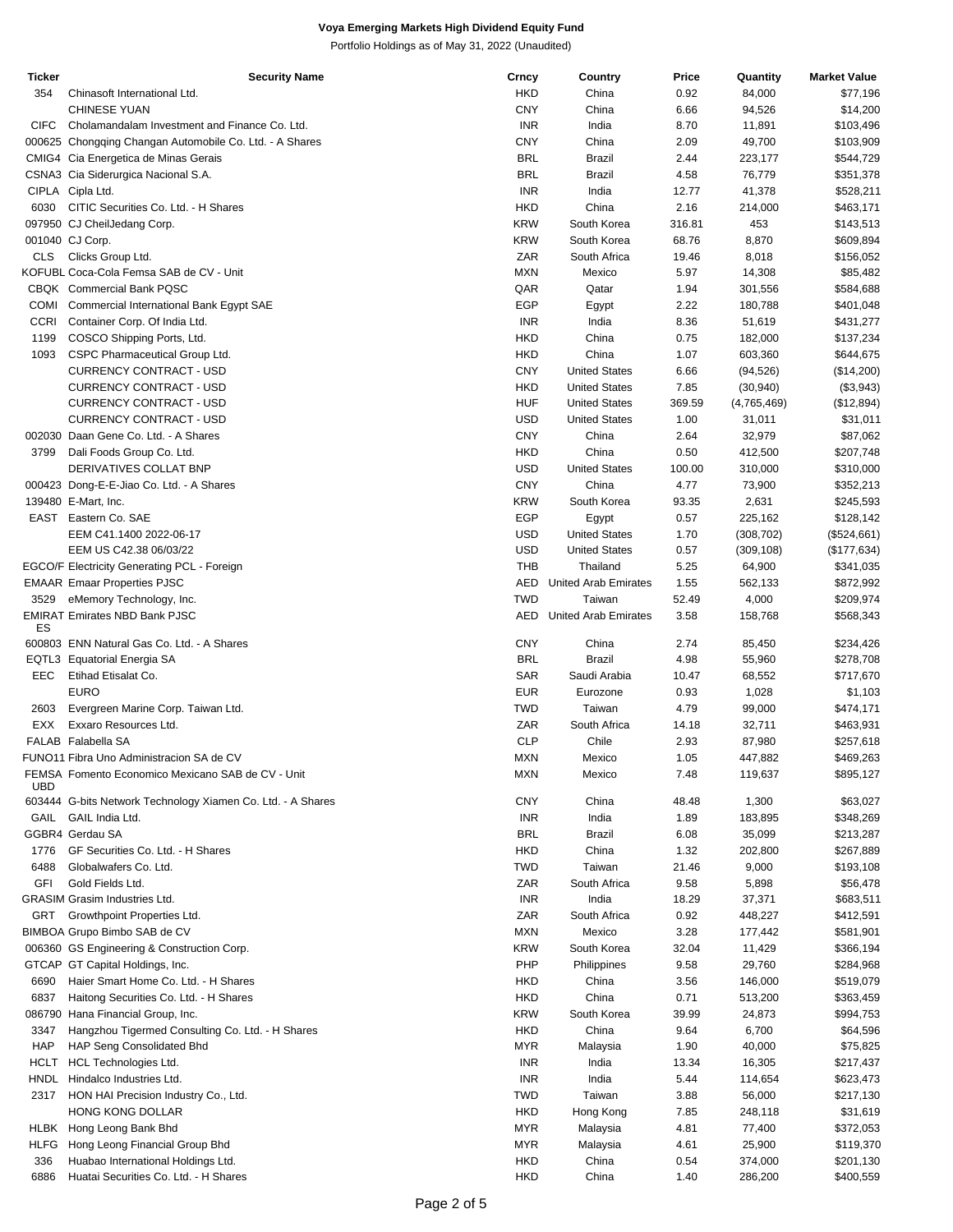**Voya Emerging Markets High Dividend Equity Fund**

Portfolio Holdings as of May 31, 2022 (Unaudited)

| Ticker | Security Name | Crncy | Country | Price | Quantity | Market Value |
|---|---|---|---|---|---|---|
| 354 | Chinasoft International Ltd. | HKD | China | 0.92 | 84,000 | $77,196 |
| | CHINESE YUAN | CNY | China | 6.66 | 94,526 | $14,200 |
| CIFC | Cholamandalam Investment and Finance Co. Ltd. | INR | India | 8.70 | 11,891 | $103,496 |
| 000625 | Chongqing Changan Automobile Co. Ltd. - A Shares | CNY | China | 2.09 | 49,700 | $103,909 |
| CMIG4 | Cia Energetica de Minas Gerais | BRL | Brazil | 2.44 | 223,177 | $544,729 |
| CSNA3 | Cia Siderurgica Nacional S.A. | BRL | Brazil | 4.58 | 76,779 | $351,378 |
| CIPLA | Cipla Ltd. | INR | India | 12.77 | 41,378 | $528,211 |
| 6030 | CITIC Securities Co. Ltd. - H Shares | HKD | China | 2.16 | 214,000 | $463,171 |
| 097950 | CJ CheilJedang Corp. | KRW | South Korea | 316.81 | 453 | $143,513 |
| 001040 | CJ Corp. | KRW | South Korea | 68.76 | 8,870 | $609,894 |
| CLS | Clicks Group Ltd. | ZAR | South Africa | 19.46 | 8,018 | $156,052 |
| KOFUBL | Coca-Cola Femsa SAB de CV - Unit | MXN | Mexico | 5.97 | 14,308 | $85,482 |
| CBQK | Commercial Bank PQSC | QAR | Qatar | 1.94 | 301,556 | $584,688 |
| COMI | Commercial International Bank Egypt SAE | EGP | Egypt | 2.22 | 180,788 | $401,048 |
| CCRI | Container Corp. Of India Ltd. | INR | India | 8.36 | 51,619 | $431,277 |
| 1199 | COSCO Shipping Ports, Ltd. | HKD | China | 0.75 | 182,000 | $137,234 |
| 1093 | CSPC Pharmaceutical Group Ltd. | HKD | China | 1.07 | 603,360 | $644,675 |
| | CURRENCY CONTRACT - USD | CNY | United States | 6.66 | (94,526) | ($14,200) |
| | CURRENCY CONTRACT - USD | HKD | United States | 7.85 | (30,940) | ($3,943) |
| | CURRENCY CONTRACT - USD | HUF | United States | 369.59 | (4,765,469) | ($12,894) |
| | CURRENCY CONTRACT - USD | USD | United States | 1.00 | 31,011 | $31,011 |
| 002030 | Daan Gene Co. Ltd. - A Shares | CNY | China | 2.64 | 32,979 | $87,062 |
| 3799 | Dali Foods Group Co. Ltd. | HKD | China | 0.50 | 412,500 | $207,748 |
| | DERIVATIVES COLLAT BNP | USD | United States | 100.00 | 310,000 | $310,000 |
| 000423 | Dong-E-E-Jiao Co. Ltd. - A Shares | CNY | China | 4.77 | 73,900 | $352,213 |
| 139480 | E-Mart, Inc. | KRW | South Korea | 93.35 | 2,631 | $245,593 |
| EAST | Eastern Co. SAE | EGP | Egypt | 0.57 | 225,162 | $128,142 |
| | EEM C41.1400 2022-06-17 | USD | United States | 1.70 | (308,702) | ($524,661) |
| | EEM US C42.38 06/03/22 | USD | United States | 0.57 | (309,108) | ($177,634) |
| EGCO/F | Electricity Generating PCL - Foreign | THB | Thailand | 5.25 | 64,900 | $341,035 |
| EMAAR | Emaar Properties PJSC | AED | United Arab Emirates | 1.55 | 562,133 | $872,992 |
| 3529 | eMemory Technology, Inc. | TWD | Taiwan | 52.49 | 4,000 | $209,974 |
| EMIRATES | Emirates NBD Bank PJSC | AED | United Arab Emirates | 3.58 | 158,768 | $568,343 |
| 600803 | ENN Natural Gas Co. Ltd. - A Shares | CNY | China | 2.74 | 85,450 | $234,426 |
| EQTL3 | Equatorial Energia SA | BRL | Brazil | 4.98 | 55,960 | $278,708 |
| EEC | Etihad Etisalat Co. | SAR | Saudi Arabia | 10.47 | 68,552 | $717,670 |
| | EURO | EUR | Eurozone | 0.93 | 1,028 | $1,103 |
| 2603 | Evergreen Marine Corp. Taiwan Ltd. | TWD | Taiwan | 4.79 | 99,000 | $474,171 |
| EXX | Exxaro Resources Ltd. | ZAR | South Africa | 14.18 | 32,711 | $463,931 |
| FALAB | Falabella SA | CLP | Chile | 2.93 | 87,980 | $257,618 |
| FUNO11 | Fibra Uno Administracion SA de CV | MXN | Mexico | 1.05 | 447,882 | $469,263 |
| FEMSAUBD | Fomento Economico Mexicano SAB de CV - Unit | MXN | Mexico | 7.48 | 119,637 | $895,127 |
| 603444 | G-bits Network Technology Xiamen Co. Ltd. - A Shares | CNY | China | 48.48 | 1,300 | $63,027 |
| GAIL | GAIL India Ltd. | INR | India | 1.89 | 183,895 | $348,269 |
| GGBR4 | Gerdau SA | BRL | Brazil | 6.08 | 35,099 | $213,287 |
| 1776 | GF Securities Co. Ltd. - H Shares | HKD | China | 1.32 | 202,800 | $267,889 |
| 6488 | Globalwafers Co. Ltd. | TWD | Taiwan | 21.46 | 9,000 | $193,108 |
| GFI | Gold Fields Ltd. | ZAR | South Africa | 9.58 | 5,898 | $56,478 |
| GRASIM | Grasim Industries Ltd. | INR | India | 18.29 | 37,371 | $683,511 |
| GRT | Growthpoint Properties Ltd. | ZAR | South Africa | 0.92 | 448,227 | $412,591 |
| BIMBOA | Grupo Bimbo SAB de CV | MXN | Mexico | 3.28 | 177,442 | $581,901 |
| 006360 | GS Engineering & Construction Corp. | KRW | South Korea | 32.04 | 11,429 | $366,194 |
| GTCAP | GT Capital Holdings, Inc. | PHP | Philippines | 9.58 | 29,760 | $284,968 |
| 6690 | Haier Smart Home Co. Ltd. - H Shares | HKD | China | 3.56 | 146,000 | $519,079 |
| 6837 | Haitong Securities Co. Ltd. - H Shares | HKD | China | 0.71 | 513,200 | $363,459 |
| 086790 | Hana Financial Group, Inc. | KRW | South Korea | 39.99 | 24,873 | $994,753 |
| 3347 | Hangzhou Tigermed Consulting Co. Ltd. - H Shares | HKD | China | 9.64 | 6,700 | $64,596 |
| HAP | HAP Seng Consolidated Bhd | MYR | Malaysia | 1.90 | 40,000 | $75,825 |
| HCLT | HCL Technologies Ltd. | INR | India | 13.34 | 16,305 | $217,437 |
| HNDL | Hindalco Industries Ltd. | INR | India | 5.44 | 114,654 | $623,473 |
| 2317 | HON HAI Precision Industry Co., Ltd. | TWD | Taiwan | 3.88 | 56,000 | $217,130 |
| | HONG KONG DOLLAR | HKD | Hong Kong | 7.85 | 248,118 | $31,619 |
| HLBK | Hong Leong Bank Bhd | MYR | Malaysia | 4.81 | 77,400 | $372,053 |
| HLFG | Hong Leong Financial Group Bhd | MYR | Malaysia | 4.61 | 25,900 | $119,370 |
| 336 | Huabao International Holdings Ltd. | HKD | China | 0.54 | 374,000 | $201,130 |
| 6886 | Huatai Securities Co. Ltd. - H Shares | HKD | China | 1.40 | 286,200 | $400,559 |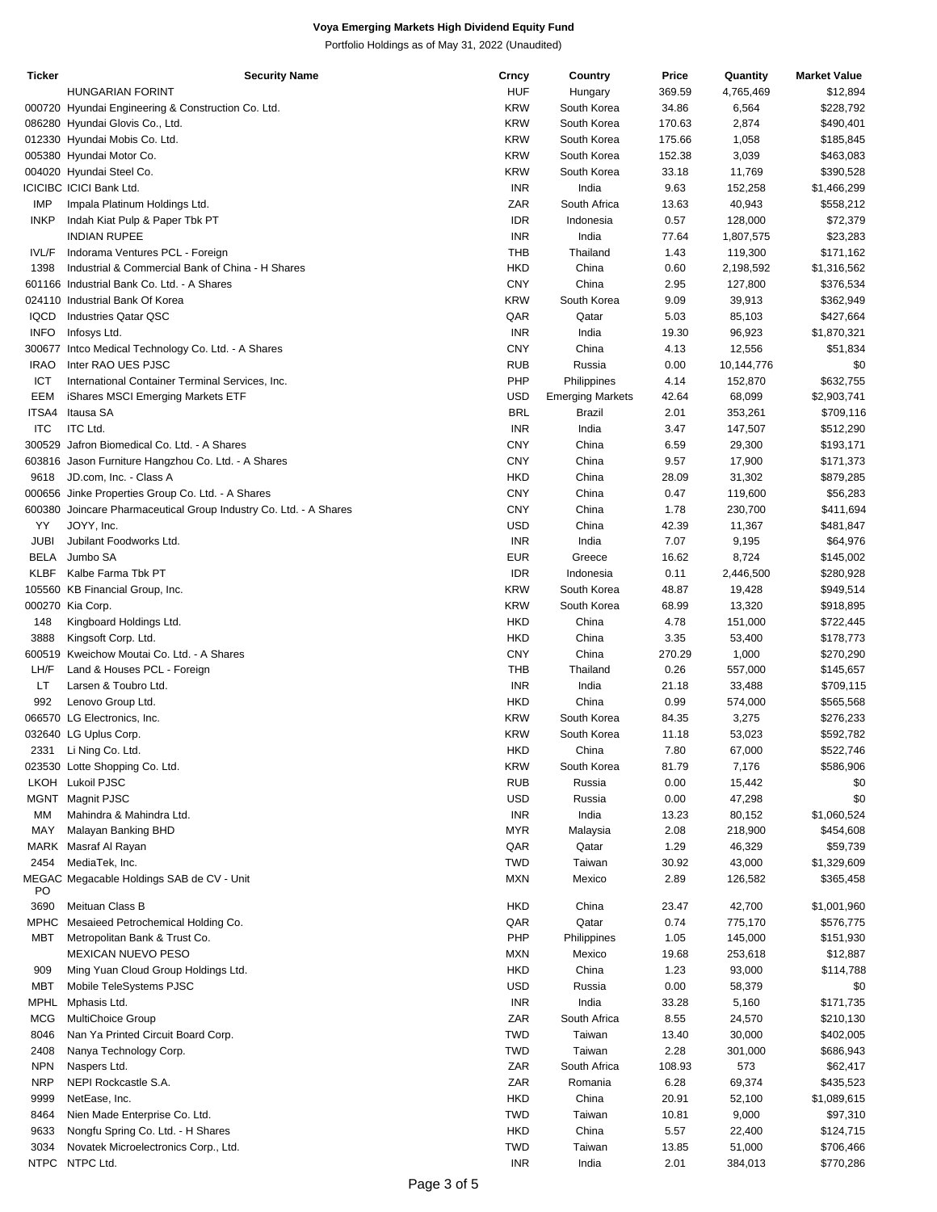**Voya Emerging Markets High Dividend Equity Fund**

Portfolio Holdings as of May 31, 2022 (Unaudited)

| Ticker | Security Name | Crncy | Country | Price | Quantity | Market Value |
|---|---|---|---|---|---|---|
| | HUNGARIAN FORINT | HUF | Hungary | 369.59 | 4,765,469 | $12,894 |
| 000720 | Hyundai Engineering & Construction Co. Ltd. | KRW | South Korea | 34.86 | 6,564 | $228,792 |
| 086280 | Hyundai Glovis Co., Ltd. | KRW | South Korea | 170.63 | 2,874 | $490,401 |
| 012330 | Hyundai Mobis Co. Ltd. | KRW | South Korea | 175.66 | 1,058 | $185,845 |
| 005380 | Hyundai Motor Co. | KRW | South Korea | 152.38 | 3,039 | $463,083 |
| 004020 | Hyundai Steel Co. | KRW | South Korea | 33.18 | 11,769 | $390,528 |
| ICICIBC | ICICI Bank Ltd. | INR | India | 9.63 | 152,258 | $1,466,299 |
| IMP | Impala Platinum Holdings Ltd. | ZAR | South Africa | 13.63 | 40,943 | $558,212 |
| INKP | Indah Kiat Pulp & Paper Tbk PT | IDR | Indonesia | 0.57 | 128,000 | $72,379 |
| | INDIAN RUPEE | INR | India | 77.64 | 1,807,575 | $23,283 |
| IVL/F | Indorama Ventures PCL - Foreign | THB | Thailand | 1.43 | 119,300 | $171,162 |
| 1398 | Industrial & Commercial Bank of China - H Shares | HKD | China | 0.60 | 2,198,592 | $1,316,562 |
| 601166 | Industrial Bank Co. Ltd. - A Shares | CNY | China | 2.95 | 127,800 | $376,534 |
| 024110 | Industrial Bank Of Korea | KRW | South Korea | 9.09 | 39,913 | $362,949 |
| IQCD | Industries Qatar QSC | QAR | Qatar | 5.03 | 85,103 | $427,664 |
| INFO | Infosys Ltd. | INR | India | 19.30 | 96,923 | $1,870,321 |
| 300677 | Intco Medical Technology Co. Ltd. - A Shares | CNY | China | 4.13 | 12,556 | $51,834 |
| IRAO | Inter RAO UES PJSC | RUB | Russia | 0.00 | 10,144,776 | $0 |
| ICT | International Container Terminal Services, Inc. | PHP | Philippines | 4.14 | 152,870 | $632,755 |
| EEM | iShares MSCI Emerging Markets ETF | USD | Emerging Markets | 42.64 | 68,099 | $2,903,741 |
| ITSA4 | Itausa SA | BRL | Brazil | 2.01 | 353,261 | $709,116 |
| ITC | ITC Ltd. | INR | India | 3.47 | 147,507 | $512,290 |
| 300529 | Jafron Biomedical Co. Ltd. - A Shares | CNY | China | 6.59 | 29,300 | $193,171 |
| 603816 | Jason Furniture Hangzhou Co. Ltd. - A Shares | CNY | China | 9.57 | 17,900 | $171,373 |
| 9618 | JD.com, Inc. - Class A | HKD | China | 28.09 | 31,302 | $879,285 |
| 000656 | Jinke Properties Group Co. Ltd. - A Shares | CNY | China | 0.47 | 119,600 | $56,283 |
| 600380 | Joincare Pharmaceutical Group Industry Co. Ltd. - A Shares | CNY | China | 1.78 | 230,700 | $411,694 |
| YY | JOYY, Inc. | USD | China | 42.39 | 11,367 | $481,847 |
| JUBI | Jubilant Foodworks Ltd. | INR | India | 7.07 | 9,195 | $64,976 |
| BELA | Jumbo SA | EUR | Greece | 16.62 | 8,724 | $145,002 |
| KLBF | Kalbe Farma Tbk PT | IDR | Indonesia | 0.11 | 2,446,500 | $280,928 |
| 105560 | KB Financial Group, Inc. | KRW | South Korea | 48.87 | 19,428 | $949,514 |
| 000270 | Kia Corp. | KRW | South Korea | 68.99 | 13,320 | $918,895 |
| 148 | Kingboard Holdings Ltd. | HKD | China | 4.78 | 151,000 | $722,445 |
| 3888 | Kingsoft Corp. Ltd. | HKD | China | 3.35 | 53,400 | $178,773 |
| 600519 | Kweichow Moutai Co. Ltd. - A Shares | CNY | China | 270.29 | 1,000 | $270,290 |
| LH/F | Land & Houses PCL - Foreign | THB | Thailand | 0.26 | 557,000 | $145,657 |
| LT | Larsen & Toubro Ltd. | INR | India | 21.18 | 33,488 | $709,115 |
| 992 | Lenovo Group Ltd. | HKD | China | 0.99 | 574,000 | $565,568 |
| 066570 | LG Electronics, Inc. | KRW | South Korea | 84.35 | 3,275 | $276,233 |
| 032640 | LG Uplus Corp. | KRW | South Korea | 11.18 | 53,023 | $592,782 |
| 2331 | Li Ning Co. Ltd. | HKD | China | 7.80 | 67,000 | $522,746 |
| 023530 | Lotte Shopping Co. Ltd. | KRW | South Korea | 81.79 | 7,176 | $586,906 |
| LKOH | Lukoil PJSC | RUB | Russia | 0.00 | 15,442 | $0 |
| MGNT | Magnit PJSC | USD | Russia | 0.00 | 47,298 | $0 |
| MM | Mahindra & Mahindra Ltd. | INR | India | 13.23 | 80,152 | $1,060,524 |
| MAY | Malayan Banking BHD | MYR | Malaysia | 2.08 | 218,900 | $454,608 |
| MARK | Masraf Al Rayan | QAR | Qatar | 1.29 | 46,329 | $59,739 |
| 2454 | MediaTek, Inc. | TWD | Taiwan | 30.92 | 43,000 | $1,329,609 |
| MEGACPO | Megacable Holdings SAB de CV - Unit | MXN | Mexico | 2.89 | 126,582 | $365,458 |
| 3690 | Meituan Class B | HKD | China | 23.47 | 42,700 | $1,001,960 |
| MPHC | Mesaieed Petrochemical Holding Co. | QAR | Qatar | 0.74 | 775,170 | $576,775 |
| MBT | Metropolitan Bank & Trust Co. | PHP | Philippines | 1.05 | 145,000 | $151,930 |
| | MEXICAN NUEVO PESO | MXN | Mexico | 19.68 | 253,618 | $12,887 |
| 909 | Ming Yuan Cloud Group Holdings Ltd. | HKD | China | 1.23 | 93,000 | $114,788 |
| MBT | Mobile TeleSystems PJSC | USD | Russia | 0.00 | 58,379 | $0 |
| MPHL | Mphasis Ltd. | INR | India | 33.28 | 5,160 | $171,735 |
| MCG | MultiChoice Group | ZAR | South Africa | 8.55 | 24,570 | $210,130 |
| 8046 | Nan Ya Printed Circuit Board Corp. | TWD | Taiwan | 13.40 | 30,000 | $402,005 |
| 2408 | Nanya Technology Corp. | TWD | Taiwan | 2.28 | 301,000 | $686,943 |
| NPN | Naspers Ltd. | ZAR | South Africa | 108.93 | 573 | $62,417 |
| NRP | NEPI Rockcastle S.A. | ZAR | Romania | 6.28 | 69,374 | $435,523 |
| 9999 | NetEase, Inc. | HKD | China | 20.91 | 52,100 | $1,089,615 |
| 8464 | Nien Made Enterprise Co. Ltd. | TWD | Taiwan | 10.81 | 9,000 | $97,310 |
| 9633 | Nongfu Spring Co. Ltd. - H Shares | HKD | China | 5.57 | 22,400 | $124,715 |
| 3034 | Novatek Microelectronics Corp., Ltd. | TWD | Taiwan | 13.85 | 51,000 | $706,466 |
| NTPC | NTPC Ltd. | INR | India | 2.01 | 384,013 | $770,286 |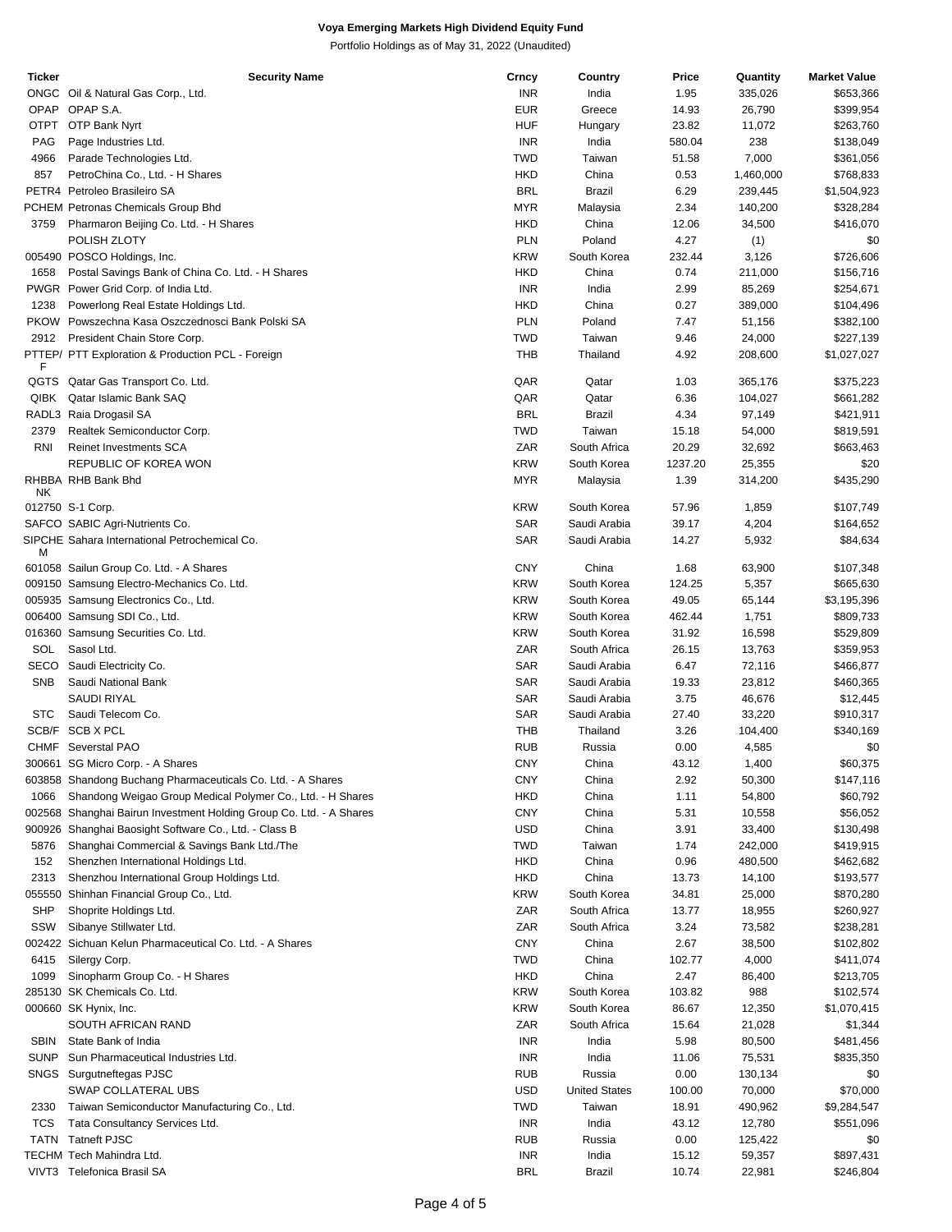# Voya Emerging Markets High Dividend Equity Fund

Portfolio Holdings as of May 31, 2022 (Unaudited)

| Ticker | Security Name | Crncy | Country | Price | Quantity | Market Value |
|---|---|---|---|---|---|---|
| ONGC | Oil & Natural Gas Corp., Ltd. | INR | India | 1.95 | 335,026 | $653,366 |
| OPAP | OPAP S.A. | EUR | Greece | 14.93 | 26,790 | $399,954 |
| OTPT | OTP Bank Nyrt | HUF | Hungary | 23.82 | 11,072 | $263,760 |
| PAG | Page Industries Ltd. | INR | India | 580.04 | 238 | $138,049 |
| 4966 | Parade Technologies Ltd. | TWD | Taiwan | 51.58 | 7,000 | $361,056 |
| 857 | PetroChina Co., Ltd. - H Shares | HKD | China | 0.53 | 1,460,000 | $768,833 |
| PETR4 | Petroleo Brasileiro SA | BRL | Brazil | 6.29 | 239,445 | $1,504,923 |
| PCHEM | Petronas Chemicals Group Bhd | MYR | Malaysia | 2.34 | 140,200 | $328,284 |
| 3759 | Pharmaron Beijing Co. Ltd. - H Shares | HKD | China | 12.06 | 34,500 | $416,070 |
| | POLISH ZLOTY | PLN | Poland | 4.27 | (1) | $0 |
| 005490 | POSCO Holdings, Inc. | KRW | South Korea | 232.44 | 3,126 | $726,606 |
| 1658 | Postal Savings Bank of China Co. Ltd. - H Shares | HKD | China | 0.74 | 211,000 | $156,716 |
| PWGR | Power Grid Corp. of India Ltd. | INR | India | 2.99 | 85,269 | $254,671 |
| 1238 | Powerlong Real Estate Holdings Ltd. | HKD | China | 0.27 | 389,000 | $104,496 |
| PKOW | Powszechna Kasa Oszczednosci Bank Polski SA | PLN | Poland | 7.47 | 51,156 | $382,100 |
| 2912 | President Chain Store Corp. | TWD | Taiwan | 9.46 | 24,000 | $227,139 |
| PTTEP/F | PTT Exploration & Production PCL - Foreign | THB | Thailand | 4.92 | 208,600 | $1,027,027 |
| QGTS | Qatar Gas Transport Co. Ltd. | QAR | Qatar | 1.03 | 365,176 | $375,223 |
| QIBK | Qatar Islamic Bank SAQ | QAR | Qatar | 6.36 | 104,027 | $661,282 |
| RADL3 | Raia Drogasil SA | BRL | Brazil | 4.34 | 97,149 | $421,911 |
| 2379 | Realtek Semiconductor Corp. | TWD | Taiwan | 15.18 | 54,000 | $819,591 |
| RNI | Reinet Investments SCA | ZAR | South Africa | 20.29 | 32,692 | $663,463 |
| | REPUBLIC OF KOREA WON | KRW | South Korea | 1237.20 | 25,355 | $20 |
| RHBBANK | RHB Bank Bhd | MYR | Malaysia | 1.39 | 314,200 | $435,290 |
| 012750 | S-1 Corp. | KRW | South Korea | 57.96 | 1,859 | $107,749 |
| SAFCO | SABIC Agri-Nutrients Co. | SAR | Saudi Arabia | 39.17 | 4,204 | $164,652 |
| SIPCHEM | Sahara International Petrochemical Co. | SAR | Saudi Arabia | 14.27 | 5,932 | $84,634 |
| 601058 | Sailun Group Co. Ltd. - A Shares | CNY | China | 1.68 | 63,900 | $107,348 |
| 009150 | Samsung Electro-Mechanics Co. Ltd. | KRW | South Korea | 124.25 | 5,357 | $665,630 |
| 005935 | Samsung Electronics Co., Ltd. | KRW | South Korea | 49.05 | 65,144 | $3,195,396 |
| 006400 | Samsung SDI Co., Ltd. | KRW | South Korea | 462.44 | 1,751 | $809,733 |
| 016360 | Samsung Securities Co. Ltd. | KRW | South Korea | 31.92 | 16,598 | $529,809 |
| SOL | Sasol Ltd. | ZAR | South Africa | 26.15 | 13,763 | $359,953 |
| SECO | Saudi Electricity Co. | SAR | Saudi Arabia | 6.47 | 72,116 | $466,877 |
| SNB | Saudi National Bank | SAR | Saudi Arabia | 19.33 | 23,812 | $460,365 |
| | SAUDI RIYAL | SAR | Saudi Arabia | 3.75 | 46,676 | $12,445 |
| STC | Saudi Telecom Co. | SAR | Saudi Arabia | 27.40 | 33,220 | $910,317 |
| SCB/F | SCB X PCL | THB | Thailand | 3.26 | 104,400 | $340,169 |
| CHMF | Severstal PAO | RUB | Russia | 0.00 | 4,585 | $0 |
| 300661 | SG Micro Corp. - A Shares | CNY | China | 43.12 | 1,400 | $60,375 |
| 603858 | Shandong Buchang Pharmaceuticals Co. Ltd. - A Shares | CNY | China | 2.92 | 50,300 | $147,116 |
| 1066 | Shandong Weigao Group Medical Polymer Co., Ltd. - H Shares | HKD | China | 1.11 | 54,800 | $60,792 |
| 002568 | Shanghai Bairun Investment Holding Group Co. Ltd. - A Shares | CNY | China | 5.31 | 10,558 | $56,052 |
| 900926 | Shanghai Baosight Software Co., Ltd. - Class B | USD | China | 3.91 | 33,400 | $130,498 |
| 5876 | Shanghai Commercial & Savings Bank Ltd./The | TWD | Taiwan | 1.74 | 242,000 | $419,915 |
| 152 | Shenzhen International Holdings Ltd. | HKD | China | 0.96 | 480,500 | $462,682 |
| 2313 | Shenzhou International Group Holdings Ltd. | HKD | China | 13.73 | 14,100 | $193,577 |
| 055550 | Shinhan Financial Group Co., Ltd. | KRW | South Korea | 34.81 | 25,000 | $870,280 |
| SHP | Shoprite Holdings Ltd. | ZAR | South Africa | 13.77 | 18,955 | $260,927 |
| SSW | Sibanye Stillwater Ltd. | ZAR | South Africa | 3.24 | 73,582 | $238,281 |
| 002422 | Sichuan Kelun Pharmaceutical Co. Ltd. - A Shares | CNY | China | 2.67 | 38,500 | $102,802 |
| 6415 | Silergy Corp. | TWD | China | 102.77 | 4,000 | $411,074 |
| 1099 | Sinopharm Group Co. - H Shares | HKD | China | 2.47 | 86,400 | $213,705 |
| 285130 | SK Chemicals Co. Ltd. | KRW | South Korea | 103.82 | 988 | $102,574 |
| 000660 | SK Hynix, Inc. | KRW | South Korea | 86.67 | 12,350 | $1,070,415 |
| | SOUTH AFRICAN RAND | ZAR | South Africa | 15.64 | 21,028 | $1,344 |
| SBIN | State Bank of India | INR | India | 5.98 | 80,500 | $481,456 |
| SUNP | Sun Pharmaceutical Industries Ltd. | INR | India | 11.06 | 75,531 | $835,350 |
| SNGS | Surgutneftegas PJSC | RUB | Russia | 0.00 | 130,134 | $0 |
| | SWAP COLLATERAL UBS | USD | United States | 100.00 | 70,000 | $70,000 |
| 2330 | Taiwan Semiconductor Manufacturing Co., Ltd. | TWD | Taiwan | 18.91 | 490,962 | $9,284,547 |
| TCS | Tata Consultancy Services Ltd. | INR | India | 43.12 | 12,780 | $551,096 |
| TATN | Tatneft PJSC | RUB | Russia | 0.00 | 125,422 | $0 |
| TECHM | Tech Mahindra Ltd. | INR | India | 15.12 | 59,357 | $897,431 |
| VIVT3 | Telefonica Brasil SA | BRL | Brazil | 10.74 | 22,981 | $246,804 |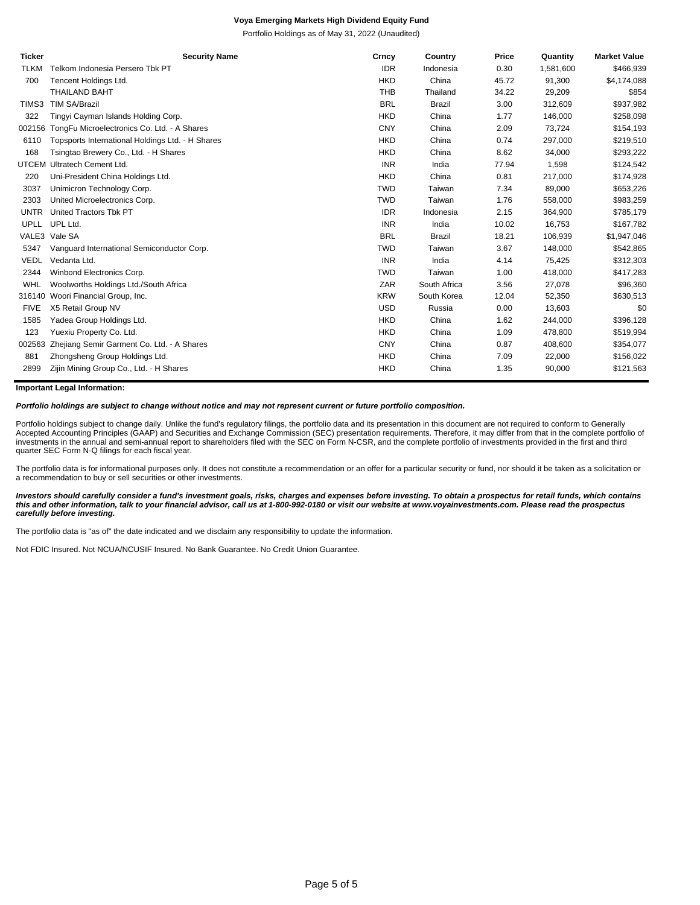**Voya Emerging Markets High Dividend Equity Fund**

Portfolio Holdings as of May 31, 2022 (Unaudited)

| Ticker | Security Name | Crncy | Country | Price | Quantity | Market Value |
|---|---|---|---|---|---|---|
| TLKM | Telkom Indonesia Persero Tbk PT | IDR | Indonesia | 0.30 | 1,581,600 | $466,939 |
| 700 | Tencent Holdings Ltd. | HKD | China | 45.72 | 91,300 | $4,174,088 |
| | THAILAND BAHT | THB | Thailand | 34.22 | 29,209 | $854 |
| TIMS3 | TIM SA/Brazil | BRL | Brazil | 3.00 | 312,609 | $937,982 |
| 322 | Tingyi Cayman Islands Holding Corp. | HKD | China | 1.77 | 146,000 | $258,098 |
| 002156 | TongFu Microelectronics Co. Ltd. - A Shares | CNY | China | 2.09 | 73,724 | $154,193 |
| 6110 | Topsports International Holdings Ltd. - H Shares | HKD | China | 0.74 | 297,000 | $219,510 |
| 168 | Tsingtao Brewery Co., Ltd. - H Shares | HKD | China | 8.62 | 34,000 | $293,222 |
| UTCEM | Ultratech Cement Ltd. | INR | India | 77.94 | 1,598 | $124,542 |
| 220 | Uni-President China Holdings Ltd. | HKD | China | 0.81 | 217,000 | $174,928 |
| 3037 | Unimicron Technology Corp. | TWD | Taiwan | 7.34 | 89,000 | $653,226 |
| 2303 | United Microelectronics Corp. | TWD | Taiwan | 1.76 | 558,000 | $983,259 |
| UNTR | United Tractors Tbk PT | IDR | Indonesia | 2.15 | 364,900 | $785,179 |
| UPLL | UPL Ltd. | INR | India | 10.02 | 16,753 | $167,782 |
| VALE3 | Vale SA | BRL | Brazil | 18.21 | 106,939 | $1,947,046 |
| 5347 | Vanguard International Semiconductor Corp. | TWD | Taiwan | 3.67 | 148,000 | $542,865 |
| VEDL | Vedanta Ltd. | INR | India | 4.14 | 75,425 | $312,303 |
| 2344 | Winbond Electronics Corp. | TWD | Taiwan | 1.00 | 418,000 | $417,283 |
| WHL | Woolworths Holdings Ltd./South Africa | ZAR | South Africa | 3.56 | 27,078 | $96,360 |
| 316140 | Woori Financial Group, Inc. | KRW | South Korea | 12.04 | 52,350 | $630,513 |
| FIVE | X5 Retail Group NV | USD | Russia | 0.00 | 13,603 | $0 |
| 1585 | Yadea Group Holdings Ltd. | HKD | China | 1.62 | 244,000 | $396,128 |
| 123 | Yuexiu Property Co. Ltd. | HKD | China | 1.09 | 478,800 | $519,994 |
| 002563 | Zhejiang Semir Garment Co. Ltd. - A Shares | CNY | China | 0.87 | 408,600 | $354,077 |
| 881 | Zhongsheng Group Holdings Ltd. | HKD | China | 7.09 | 22,000 | $156,022 |
| 2899 | Zijin Mining Group Co., Ltd. - H Shares | HKD | China | 1.35 | 90,000 | $121,563 |

**Important Legal Information:**

***Portfolio holdings are subject to change without notice and may not represent current or future portfolio composition.***

Portfolio holdings subject to change daily. Unlike the fund's regulatory filings, the portfolio data and its presentation in this document are not required to conform to Generally Accepted Accounting Principles (GAAP) and Securities and Exchange Commission (SEC) presentation requirements. Therefore, it may differ from that in the complete portfolio of investments in the annual and semi-annual report to shareholders filed with the SEC on Form N-CSR, and the complete portfolio of investments provided in the first and third quarter SEC Form N-Q filings for each fiscal year.

The portfolio data is for informational purposes only. It does not constitute a recommendation or an offer for a particular security or fund, nor should it be taken as a solicitation or a recommendation to buy or sell securities or other investments.

***Investors should carefully consider a fund's investment goals, risks, charges and expenses before investing. To obtain a prospectus for retail funds, which contains this and other information, talk to your financial advisor, call us at 1-800-992-0180 or visit our website at www.voyainvestments.com. Please read the prospectus carefully before investing.***

The portfolio data is "as of" the date indicated and we disclaim any responsibility to update the information.

Not FDIC Insured. Not NCUA/NCUSIF Insured. No Bank Guarantee. No Credit Union Guarantee.